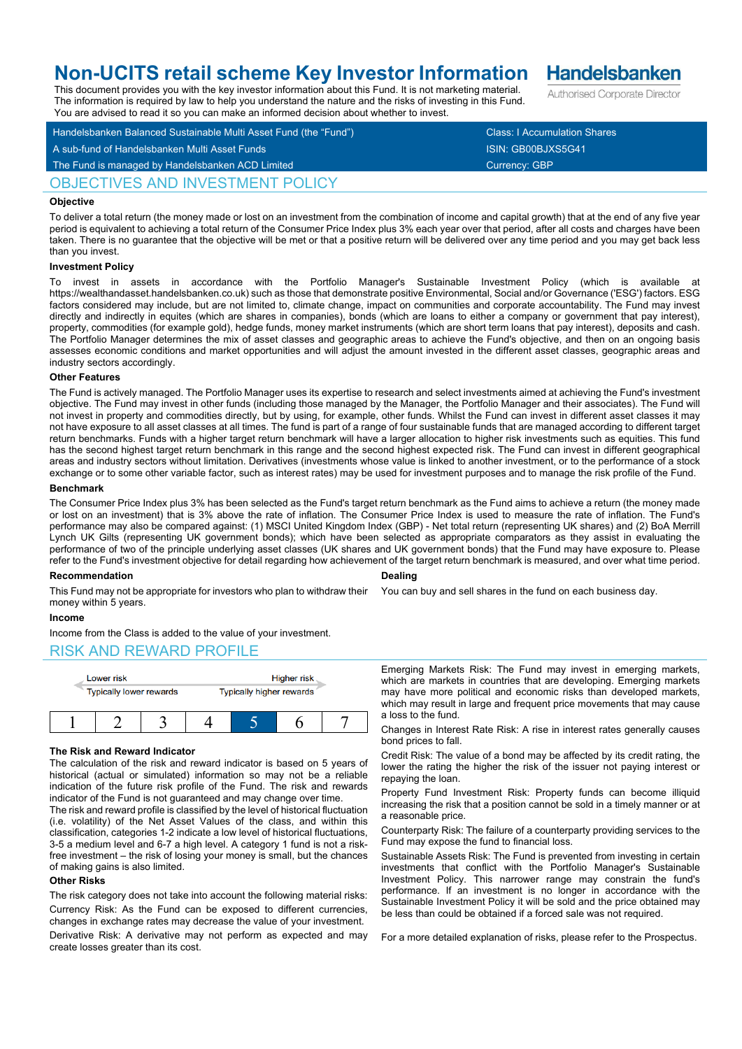# Non-UCITS retail scheme Key Investor Information

**Handelsbanken**
Authorised Corporate Director

This document provides you with the key investor information about this Fund. It is not marketing material. The information is required by law to help you understand the nature and the risks of investing in this Fund. You are advised to read it so you can make an informed decision about whether to invest.

| | |
|---|---|
| Handelsbanken Balanced Sustainable Multi Asset Fund (the "Fund") | Class: I Accumulation Shares |
| A sub-fund of Handelsbanken Multi Asset Funds | ISIN: GB00BJXS5G41 |
| The Fund is managed by Handelsbanken ACD Limited | Currency: GBP |

## OBJECTIVES AND INVESTMENT POLICY

### Objective

To deliver a total return (the money made or lost on an investment from the combination of income and capital growth) that at the end of any five year period is equivalent to achieving a total return of the Consumer Price Index plus 3% each year over that period, after all costs and charges have been taken. There is no guarantee that the objective will be met or that a positive return will be delivered over any time period and you may get back less than you invest.

### Investment Policy

To invest in assets in accordance with the Portfolio Manager's Sustainable Investment Policy (which is available at https://wealthandasset.handelsbanken.co.uk) such as those that demonstrate positive Environmental, Social and/or Governance ('ESG') factors. ESG factors considered may include, but are not limited to, climate change, impact on communities and corporate accountability. The Fund may invest directly and indirectly in equites (which are shares in companies), bonds (which are loans to either a company or government that pay interest), property, commodities (for example gold), hedge funds, money market instruments (which are short term loans that pay interest), deposits and cash. The Portfolio Manager determines the mix of asset classes and geographic areas to achieve the Fund's objective, and then on an ongoing basis assesses economic conditions and market opportunities and will adjust the amount invested in the different asset classes, geographic areas and industry sectors accordingly.

### Other Features

The Fund is actively managed. The Portfolio Manager uses its expertise to research and select investments aimed at achieving the Fund's investment objective. The Fund may invest in other funds (including those managed by the Manager, the Portfolio Manager and their associates). The Fund will not invest in property and commodities directly, but by using, for example, other funds. Whilst the Fund can invest in different asset classes it may not have exposure to all asset classes at all times. The fund is part of a range of four sustainable funds that are managed according to different target return benchmarks. Funds with a higher target return benchmark will have a larger allocation to higher risk investments such as equities. This fund has the second highest target return benchmark in this range and the second highest expected risk. The Fund can invest in different geographical areas and industry sectors without limitation. Derivatives (investments whose value is linked to another investment, or to the performance of a stock exchange or to some other variable factor, such as interest rates) may be used for investment purposes and to manage the risk profile of the Fund.

### Benchmark

The Consumer Price Index plus 3% has been selected as the Fund's target return benchmark as the Fund aims to achieve a return (the money made or lost on an investment) that is 3% above the rate of inflation. The Consumer Price Index is used to measure the rate of inflation. The Fund's performance may also be compared against: (1) MSCI United Kingdom Index (GBP) - Net total return (representing UK shares) and (2) BoA Merrill Lynch UK Gilts (representing UK government bonds); which have been selected as appropriate comparators as they assist in evaluating the performance of two of the principle underlying asset classes (UK shares and UK government bonds) that the Fund may have exposure to. Please refer to the Fund's investment objective for detail regarding how achievement of the target return benchmark is measured, and over what time period.

### Recommendation

This Fund may not be appropriate for investors who plan to withdraw their money within 5 years.

### Dealing

You can buy and sell shares in the fund on each business day.

### Income

Income from the Class is added to the value of your investment.

## RISK AND REWARD PROFILE

| Lower risk | | | | | | Higher risk |
|---|---|---|---|---|---|---|
| Typically lower rewards | | | | | | Typically higher rewards |
| 1 | 2 | 3 | 4 | **5** | 6 | 7 |

### The Risk and Reward Indicator

The calculation of the risk and reward indicator is based on 5 years of historical (actual or simulated) information so may not be a reliable indication of the future risk profile of the Fund. The risk and rewards indicator of the Fund is not guaranteed and may change over time.

The risk and reward profile is classified by the level of historical fluctuation (i.e. volatility) of the Net Asset Values of the class, and within this classification, categories 1-2 indicate a low level of historical fluctuations, 3-5 a medium level and 6-7 a high level. A category 1 fund is not a risk-free investment – the risk of losing your money is small, but the chances of making gains is also limited.

### Other Risks

The risk category does not take into account the following material risks:

Currency Risk: As the Fund can be exposed to different currencies, changes in exchange rates may decrease the value of your investment.

Derivative Risk: A derivative may not perform as expected and may create losses greater than its cost.

Emerging Markets Risk: The Fund may invest in emerging markets, which are markets in countries that are developing. Emerging markets may have more political and economic risks than developed markets, which may result in large and frequent price movements that may cause a loss to the fund.

Changes in Interest Rate Risk: A rise in interest rates generally causes bond prices to fall.

Credit Risk: The value of a bond may be affected by its credit rating, the lower the rating the higher the risk of the issuer not paying interest or repaying the loan.

Property Fund Investment Risk: Property funds can become illiquid increasing the risk that a position cannot be sold in a timely manner or at a reasonable price.

Counterparty Risk: The failure of a counterparty providing services to the Fund may expose the fund to financial loss.

Sustainable Assets Risk: The Fund is prevented from investing in certain investments that conflict with the Portfolio Manager's Sustainable Investment Policy. This narrower range may constrain the fund's performance. If an investment is no longer in accordance with the Sustainable Investment Policy it will be sold and the price obtained may be less than could be obtained if a forced sale was not required.

For a more detailed explanation of risks, please refer to the Prospectus.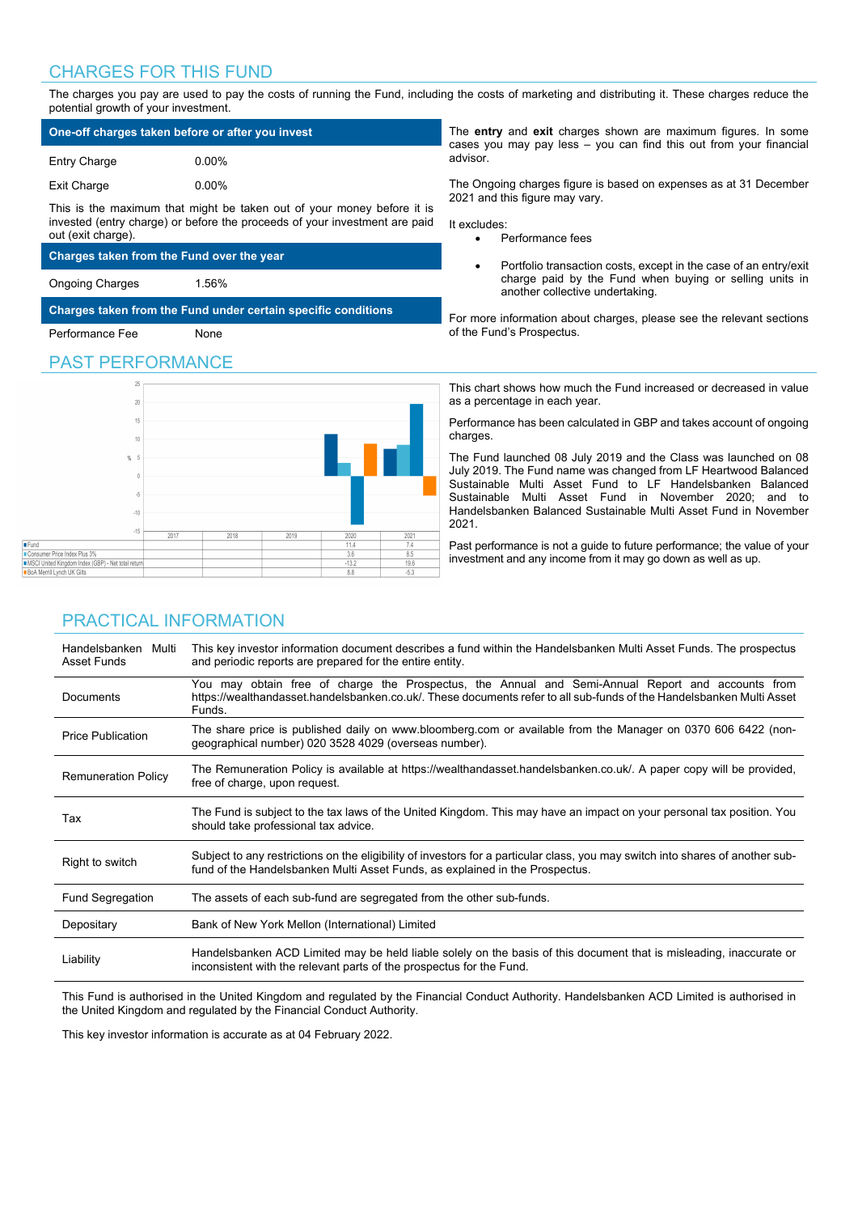## CHARGES FOR THIS FUND

The charges you pay are used to pay the costs of running the Fund, including the costs of marketing and distributing it. These charges reduce the potential growth of your investment.

| One-off charges taken before or after you invest | |
|---|---|
| Entry Charge | 0.00% |
| Exit Charge | 0.00% |

This is the maximum that might be taken out of your money before it is invested (entry charge) or before the proceeds of your investment are paid out (exit charge).

| Charges taken from the Fund over the year | |
|---|---|
| Ongoing Charges | 1.56% |

| Charges taken from the Fund under certain specific conditions | |
|---|---|
| Performance Fee | None |

The **entry** and **exit** charges shown are maximum figures. In some cases you may pay less – you can find this out from your financial advisor.

The Ongoing charges figure is based on expenses as at 31 December 2021 and this figure may vary.

It excludes:

- Performance fees
- Portfolio transaction costs, except in the case of an entry/exit charge paid by the Fund when buying or selling units in another collective undertaking.

For more information about charges, please see the relevant sections of the Fund's Prospectus.

## PAST PERFORMANCE

25
20
15
10
% 5
0
-5
-10
-15

2017 2018 2019 2020 2021

Fund 11.4 7.4
Consumer Price Index Plus 3% 3.6 8.5
MSCI United Kingdom Index (GBP) - Net total return -13.2 19.6
BoA Merrill Lynch UK Gilts 8.8 -5.3

This chart shows how much the Fund increased or decreased in value as a percentage in each year.

Performance has been calculated in GBP and takes account of ongoing charges.

The Fund launched 08 July 2019 and the Class was launched on 08 July 2019. The Fund name was changed from LF Heartwood Balanced Sustainable Multi Asset Fund to LF Handelsbanken Balanced Sustainable Multi Asset Fund in November 2020; and to Handelsbanken Balanced Sustainable Multi Asset Fund in November 2021.

Past performance is not a guide to future performance; the value of your investment and any income from it may go down as well as up.

## PRACTICAL INFORMATION

| | |
|---|---|
| Handelsbanken Multi Asset Funds | This key investor information document describes a fund within the Handelsbanken Multi Asset Funds. The prospectus and periodic reports are prepared for the entire entity. |
| Documents | You may obtain free of charge the Prospectus, the Annual and Semi-Annual Report and accounts from https://wealthandasset.handelsbanken.co.uk/. These documents refer to all sub-funds of the Handelsbanken Multi Asset Funds. |
| Price Publication | The share price is published daily on www.bloomberg.com or available from the Manager on 0370 606 6422 (non-geographical number) 020 3528 4029 (overseas number). |
| Remuneration Policy | The Remuneration Policy is available at https://wealthandasset.handelsbanken.co.uk/. A paper copy will be provided, free of charge, upon request. |
| Tax | The Fund is subject to the tax laws of the United Kingdom. This may have an impact on your personal tax position. You should take professional tax advice. |
| Right to switch | Subject to any restrictions on the eligibility of investors for a particular class, you may switch into shares of another sub-fund of the Handelsbanken Multi Asset Funds, as explained in the Prospectus. |
| Fund Segregation | The assets of each sub-fund are segregated from the other sub-funds. |
| Depositary | Bank of New York Mellon (International) Limited |
| Liability | Handelsbanken ACD Limited may be held liable solely on the basis of this document that is misleading, inaccurate or inconsistent with the relevant parts of the prospectus for the Fund. |

This Fund is authorised in the United Kingdom and regulated by the Financial Conduct Authority. Handelsbanken ACD Limited is authorised in the United Kingdom and regulated by the Financial Conduct Authority.

This key investor information is accurate as at 04 February 2022.